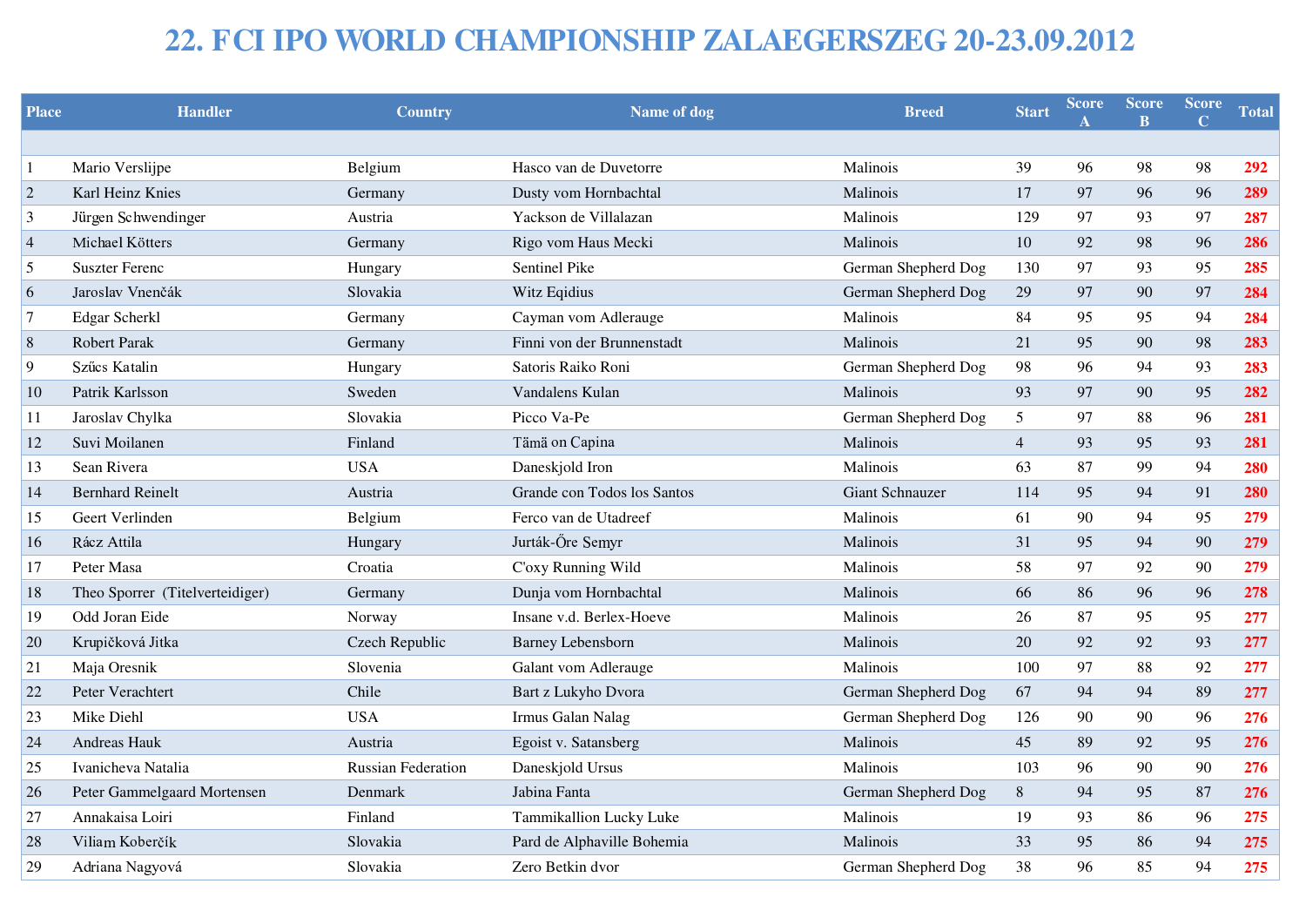# 22. FCI IPO WORLD CHAMPIONSHIP ZALAEGERSZEG 20-23.09.2012

| Place | Handler | Country | Name of dog | Breed | Start | Score A | Score B | Score C | Total |
|---|---|---|---|---|---|---|---|---|---|
| 1 | Mario Verslijpe | Belgium | Hasco van de Duvetorre | Malinois | 39 | 96 | 98 | 98 | 292 |
| 2 | Karl Heinz Knies | Germany | Dusty vom Hornbachtal | Malinois | 17 | 97 | 96 | 96 | 289 |
| 3 | Jürgen Schwendinger | Austria | Yackson de Villalazan | Malinois | 129 | 97 | 93 | 97 | 287 |
| 4 | Michael Kötters | Germany | Rigo vom Haus Mecki | Malinois | 10 | 92 | 98 | 96 | 286 |
| 5 | Suszter Ferenc | Hungary | Sentinel Pike | German Shepherd Dog | 130 | 97 | 93 | 95 | 285 |
| 6 | Jaroslav Vnenčák | Slovakia | Witz Eqidius | German Shepherd Dog | 29 | 97 | 90 | 97 | 284 |
| 7 | Edgar Scherkl | Germany | Cayman vom Adlerauge | Malinois | 84 | 95 | 95 | 94 | 284 |
| 8 | Robert Parak | Germany | Finni von der Brunnenstadt | Malinois | 21 | 95 | 90 | 98 | 283 |
| 9 | Szűcs Katalin | Hungary | Satoris Raiko Roni | German Shepherd Dog | 98 | 96 | 94 | 93 | 283 |
| 10 | Patrik Karlsson | Sweden | Vandalens Kulan | Malinois | 93 | 97 | 90 | 95 | 282 |
| 11 | Jaroslav Chylka | Slovakia | Picco Va-Pe | German Shepherd Dog | 5 | 97 | 88 | 96 | 281 |
| 12 | Suvi Moilanen | Finland | Tämä on Capina | Malinois | 4 | 93 | 95 | 93 | 281 |
| 13 | Sean Rivera | USA | Daneskjold Iron | Malinois | 63 | 87 | 99 | 94 | 280 |
| 14 | Bernhard Reinelt | Austria | Grande con Todos los Santos | Giant Schnauzer | 114 | 95 | 94 | 91 | 280 |
| 15 | Geert Verlinden | Belgium | Ferco van de Utadreef | Malinois | 61 | 90 | 94 | 95 | 279 |
| 16 | Rácz Attila | Hungary | Jurták-Őre Semyr | Malinois | 31 | 95 | 94 | 90 | 279 |
| 17 | Peter Masa | Croatia | C'oxy Running Wild | Malinois | 58 | 97 | 92 | 90 | 279 |
| 18 | Theo Sporrer (Titelverteidiger) | Germany | Dunja vom Hornbachtal | Malinois | 66 | 86 | 96 | 96 | 278 |
| 19 | Odd Joran Eide | Norway | Insane v.d. Berlex-Hoeve | Malinois | 26 | 87 | 95 | 95 | 277 |
| 20 | Krupičková Jitka | Czech Republic | Barney Lebensborn | Malinois | 20 | 92 | 92 | 93 | 277 |
| 21 | Maja Oresnik | Slovenia | Galant vom Adlerauge | Malinois | 100 | 97 | 88 | 92 | 277 |
| 22 | Peter Verachtert | Chile | Bart z Lukyho Dvora | German Shepherd Dog | 67 | 94 | 94 | 89 | 277 |
| 23 | Mike Diehl | USA | Irmus Galan Nalag | German Shepherd Dog | 126 | 90 | 90 | 96 | 276 |
| 24 | Andreas Hauk | Austria | Egoist v. Satansberg | Malinois | 45 | 89 | 92 | 95 | 276 |
| 25 | Ivanicheva Natalia | Russian Federation | Daneskjold Ursus | Malinois | 103 | 96 | 90 | 90 | 276 |
| 26 | Peter Gammelgaard Mortensen | Denmark | Jabina Fanta | German Shepherd Dog | 8 | 94 | 95 | 87 | 276 |
| 27 | Annakaisa Loiri | Finland | Tammikallion Lucky Luke | Malinois | 19 | 93 | 86 | 96 | 275 |
| 28 | Viliam Koberčík | Slovakia | Pard de Alphaville Bohemia | Malinois | 33 | 95 | 86 | 94 | 275 |
| 29 | Adriana Nagyová | Slovakia | Zero Betkin dvor | German Shepherd Dog | 38 | 96 | 85 | 94 | 275 |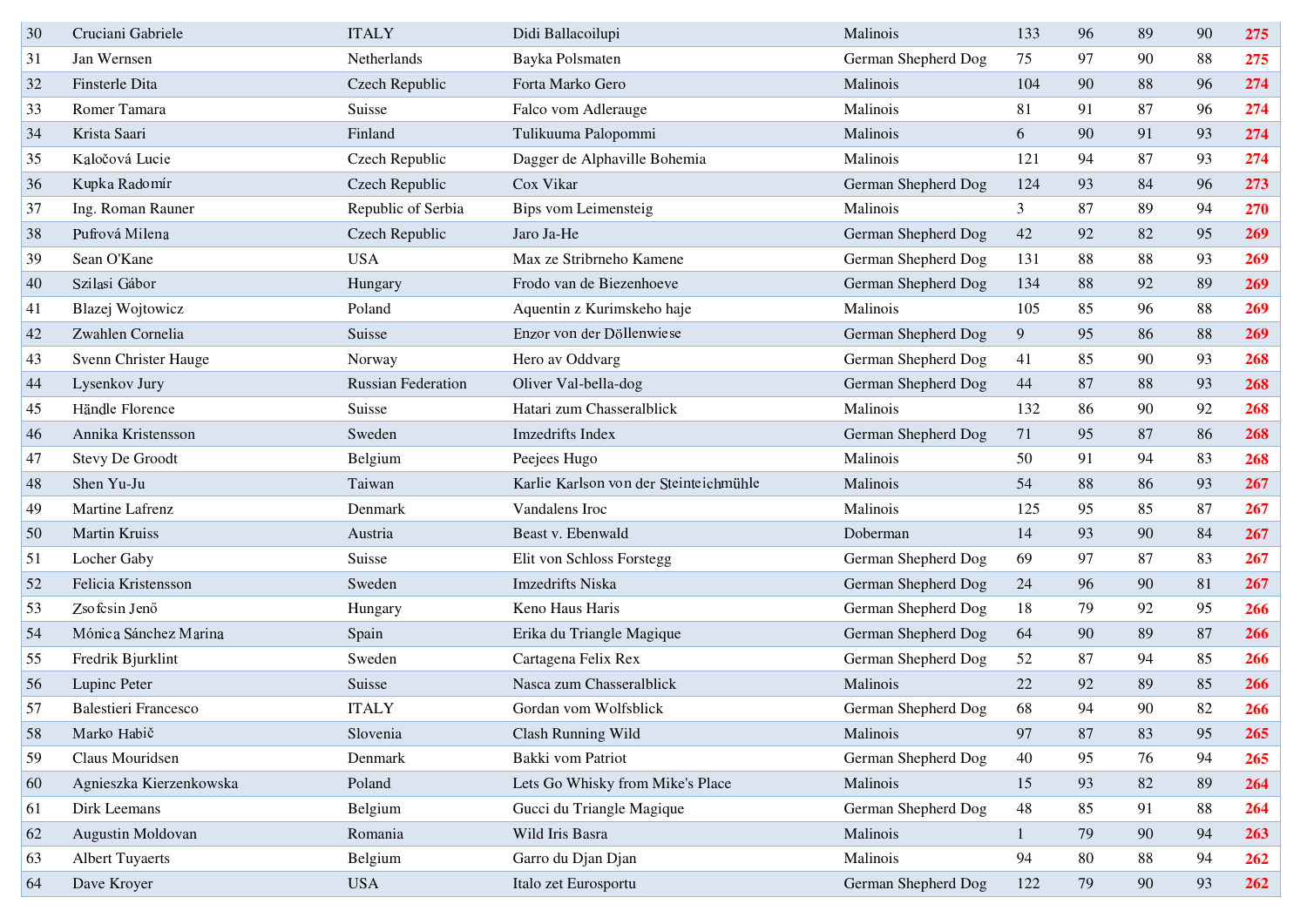| | | | | | | | | | |
|---|---|---|---|---|---|---|---|---|---|
| 30 | Cruciani Gabriele | ITALY | Didi Ballacoilupi | Malinois | 133 | 96 | 89 | 90 | 275 |
| 31 | Jan Wernsen | Netherlands | Bayka Polsmaten | German Shepherd Dog | 75 | 97 | 90 | 88 | 275 |
| 32 | Finsterle Dita | Czech Republic | Forta Marko Gero | Malinois | 104 | 90 | 88 | 96 | 274 |
| 33 | Romer Tamara | Suisse | Falco vom Adlerauge | Malinois | 81 | 91 | 87 | 96 | 274 |
| 34 | Krista Saari | Finland | Tulikuuma Palopommi | Malinois | 6 | 90 | 91 | 93 | 274 |
| 35 | Kaločová Lucie | Czech Republic | Dagger de Alphaville Bohemia | Malinois | 121 | 94 | 87 | 93 | 274 |
| 36 | Kupka Radomír | Czech Republic | Cox Vikar | German Shepherd Dog | 124 | 93 | 84 | 96 | 273 |
| 37 | Ing. Roman Rauner | Republic of Serbia | Bips vom Leimensteig | Malinois | 3 | 87 | 89 | 94 | 270 |
| 38 | Pufrová Milena | Czech Republic | Jaro Ja-He | German Shepherd Dog | 42 | 92 | 82 | 95 | 269 |
| 39 | Sean O'Kane | USA | Max ze Stribrneho Kamene | German Shepherd Dog | 131 | 88 | 88 | 93 | 269 |
| 40 | Szilasi Gábor | Hungary | Frodo van de Biezenhoeve | German Shepherd Dog | 134 | 88 | 92 | 89 | 269 |
| 41 | Blazej Wojtowicz | Poland | Aquentin z Kurimskeho haje | Malinois | 105 | 85 | 96 | 88 | 269 |
| 42 | Zwahlen Cornelia | Suisse | Enzor von der Döllenwiese | German Shepherd Dog | 9 | 95 | 86 | 88 | 269 |
| 43 | Svenn Christer Hauge | Norway | Hero av Oddvarg | German Shepherd Dog | 41 | 85 | 90 | 93 | 268 |
| 44 | Lysenkov Jury | Russian Federation | Oliver Val-bella-dog | German Shepherd Dog | 44 | 87 | 88 | 93 | 268 |
| 45 | Händle Florence | Suisse | Hatari zum Chasseralblick | Malinois | 132 | 86 | 90 | 92 | 268 |
| 46 | Annika Kristensson | Sweden | Imzedrifts Index | German Shepherd Dog | 71 | 95 | 87 | 86 | 268 |
| 47 | Stevy De Groodt | Belgium | Peejees Hugo | Malinois | 50 | 91 | 94 | 83 | 268 |
| 48 | Shen Yu-Ju | Taiwan | Karlie Karlson von der Steinteichmühle | Malinois | 54 | 88 | 86 | 93 | 267 |
| 49 | Martine Lafrenz | Denmark | Vandalens Iroc | Malinois | 125 | 95 | 85 | 87 | 267 |
| 50 | Martin Kruiss | Austria | Beast v. Ebenwald | Doberman | 14 | 93 | 90 | 84 | 267 |
| 51 | Locher Gaby | Suisse | Elit von Schloss Forstegg | German Shepherd Dog | 69 | 97 | 87 | 83 | 267 |
| 52 | Felicia Kristensson | Sweden | Imzedrifts Niska | German Shepherd Dog | 24 | 96 | 90 | 81 | 267 |
| 53 | Zsofcsin Jenő | Hungary | Keno Haus Haris | German Shepherd Dog | 18 | 79 | 92 | 95 | 266 |
| 54 | Mónica Sánchez Marina | Spain | Erika du Triangle Magique | German Shepherd Dog | 64 | 90 | 89 | 87 | 266 |
| 55 | Fredrik Bjurklint | Sweden | Cartagena Felix Rex | German Shepherd Dog | 52 | 87 | 94 | 85 | 266 |
| 56 | Lupinc Peter | Suisse | Nasca zum Chasseralblick | Malinois | 22 | 92 | 89 | 85 | 266 |
| 57 | Balestieri Francesco | ITALY | Gordan vom Wolfsblick | German Shepherd Dog | 68 | 94 | 90 | 82 | 266 |
| 58 | Marko Habič | Slovenia | Clash Running Wild | Malinois | 97 | 87 | 83 | 95 | 265 |
| 59 | Claus Mouridsen | Denmark | Bakki vom Patriot | German Shepherd Dog | 40 | 95 | 76 | 94 | 265 |
| 60 | Agnieszka Kierzenkowska | Poland | Lets Go Whisky from Mike's Place | Malinois | 15 | 93 | 82 | 89 | 264 |
| 61 | Dirk Leemans | Belgium | Gucci du Triangle Magique | German Shepherd Dog | 48 | 85 | 91 | 88 | 264 |
| 62 | Augustin Moldovan | Romania | Wild Iris Basra | Malinois | 1 | 79 | 90 | 94 | 263 |
| 63 | Albert Tuyaerts | Belgium | Garro du Djan Djan | Malinois | 94 | 80 | 88 | 94 | 262 |
| 64 | Dave Kroyer | USA | Italo zet Eurosportu | German Shepherd Dog | 122 | 79 | 90 | 93 | 262 |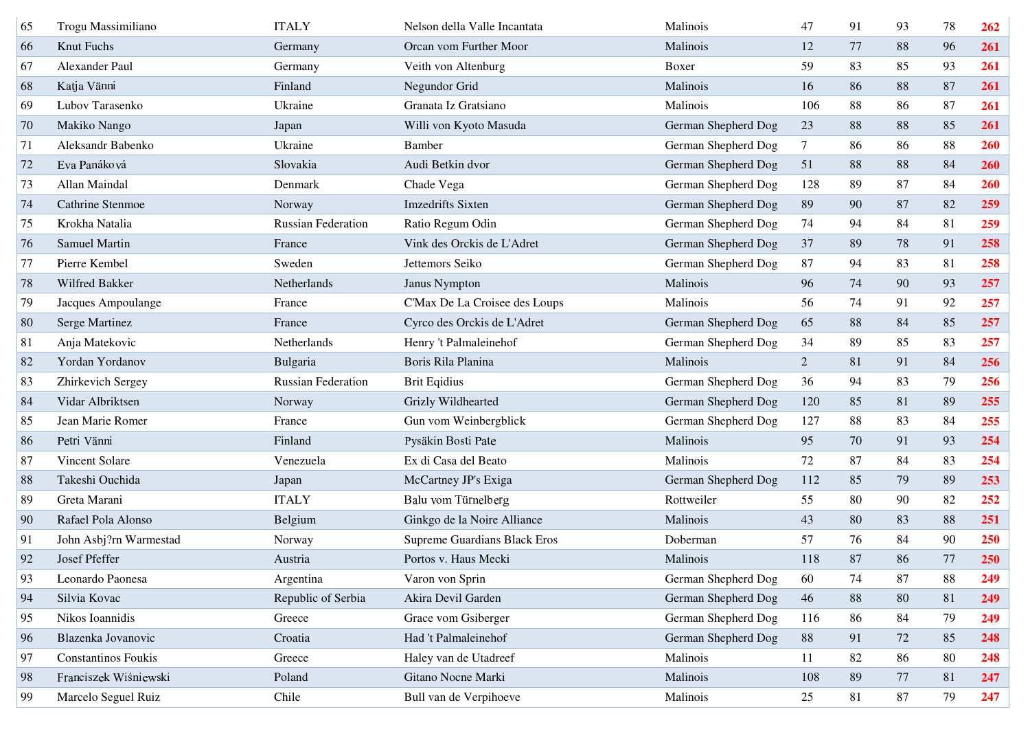| | | | | | | | | | |
|---|---|---|---|---|---|---|---|---|---|
| 65 | Trogu Massimiliano | ITALY | Nelson della Valle Incantata | Malinois | 47 | 91 | 93 | 78 | **262** |
| 66 | Knut Fuchs | Germany | Orcan vom Further Moor | Malinois | 12 | 77 | 88 | 96 | **261** |
| 67 | Alexander Paul | Germany | Veith von Altenburg | Boxer | 59 | 83 | 85 | 93 | **261** |
| 68 | Katja Vänni | Finland | Negundor Grid | Malinois | 16 | 86 | 88 | 87 | **261** |
| 69 | Lubov Tarasenko | Ukraine | Granata Iz Gratsiano | Malinois | 106 | 88 | 86 | 87 | **261** |
| 70 | Makiko Nango | Japan | Willi von Kyoto Masuda | German Shepherd Dog | 23 | 88 | 88 | 85 | **261** |
| 71 | Aleksandr Babenko | Ukraine | Bamber | German Shepherd Dog | 7 | 86 | 86 | 88 | **260** |
| 72 | Eva Panáková | Slovakia | Audi Betkin dvor | German Shepherd Dog | 51 | 88 | 88 | 84 | **260** |
| 73 | Allan Maindal | Denmark | Chade Vega | German Shepherd Dog | 128 | 89 | 87 | 84 | **260** |
| 74 | Cathrine Stenmoe | Norway | Imzedrifts Sixten | German Shepherd Dog | 89 | 90 | 87 | 82 | **259** |
| 75 | Krokha Natalia | Russian Federation | Ratio Regum Odin | German Shepherd Dog | 74 | 94 | 84 | 81 | **259** |
| 76 | Samuel Martin | France | Vink des Orckis de L'Adret | German Shepherd Dog | 37 | 89 | 78 | 91 | **258** |
| 77 | Pierre Kembel | Sweden | Jettemors Seiko | German Shepherd Dog | 87 | 94 | 83 | 81 | **258** |
| 78 | Wilfred Bakker | Netherlands | Janus Nympton | Malinois | 96 | 74 | 90 | 93 | **257** |
| 79 | Jacques Ampoulange | France | C'Max De La Croisee des Loups | Malinois | 56 | 74 | 91 | 92 | **257** |
| 80 | Serge Martinez | France | Cyrco des Orckis de L'Adret | German Shepherd Dog | 65 | 88 | 84 | 85 | **257** |
| 81 | Anja Matekovic | Netherlands | Henry 't Palmaleinehof | German Shepherd Dog | 34 | 89 | 85 | 83 | **257** |
| 82 | Yordan Yordanov | Bulgaria | Boris Rila Planina | Malinois | 2 | 81 | 91 | 84 | **256** |
| 83 | Zhirkevich Sergey | Russian Federation | Brit Eqidius | German Shepherd Dog | 36 | 94 | 83 | 79 | **256** |
| 84 | Vidar Albriktsen | Norway | Grizly Wildhearted | German Shepherd Dog | 120 | 85 | 81 | 89 | **255** |
| 85 | Jean Marie Romer | France | Gun vom Weinbergblick | German Shepherd Dog | 127 | 88 | 83 | 84 | **255** |
| 86 | Petri Vänni | Finland | Pysäkin Bosti Pate | Malinois | 95 | 70 | 91 | 93 | **254** |
| 87 | Vincent Solare | Venezuela | Ex di Casa del Beato | Malinois | 72 | 87 | 84 | 83 | **254** |
| 88 | Takeshi Ouchida | Japan | McCartney JP's Exiga | German Shepherd Dog | 112 | 85 | 79 | 89 | **253** |
| 89 | Greta Marani | ITALY | Balu vom Türnelberg | Rottweiler | 55 | 80 | 90 | 82 | **252** |
| 90 | Rafael Pola Alonso | Belgium | Ginkgo de la Noire Alliance | Malinois | 43 | 80 | 83 | 88 | **251** |
| 91 | John Asbj?rn Warmestad | Norway | Supreme Guardians Black Eros | Doberman | 57 | 76 | 84 | 90 | **250** |
| 92 | Josef Pfeffer | Austria | Portos v. Haus Mecki | Malinois | 118 | 87 | 86 | 77 | **250** |
| 93 | Leonardo Paonesa | Argentina | Varon von Sprin | German Shepherd Dog | 60 | 74 | 87 | 88 | **249** |
| 94 | Silvia Kovac | Republic of Serbia | Akira Devil Garden | German Shepherd Dog | 46 | 88 | 80 | 81 | **249** |
| 95 | Nikos Ioannidis | Greece | Grace vom Gsiberger | German Shepherd Dog | 116 | 86 | 84 | 79 | **249** |
| 96 | Blazenka Jovanovic | Croatia | Had 't Palmaleinehof | German Shepherd Dog | 88 | 91 | 72 | 85 | **248** |
| 97 | Constantinos Foukis | Greece | Haley van de Utadreef | Malinois | 11 | 82 | 86 | 80 | **248** |
| 98 | Franciszek Wiśniewski | Poland | Gitano Nocne Marki | Malinois | 108 | 89 | 77 | 81 | **247** |
| 99 | Marcelo Seguel Ruiz | Chile | Bull van de Verpihoeve | Malinois | 25 | 81 | 87 | 79 | **247** |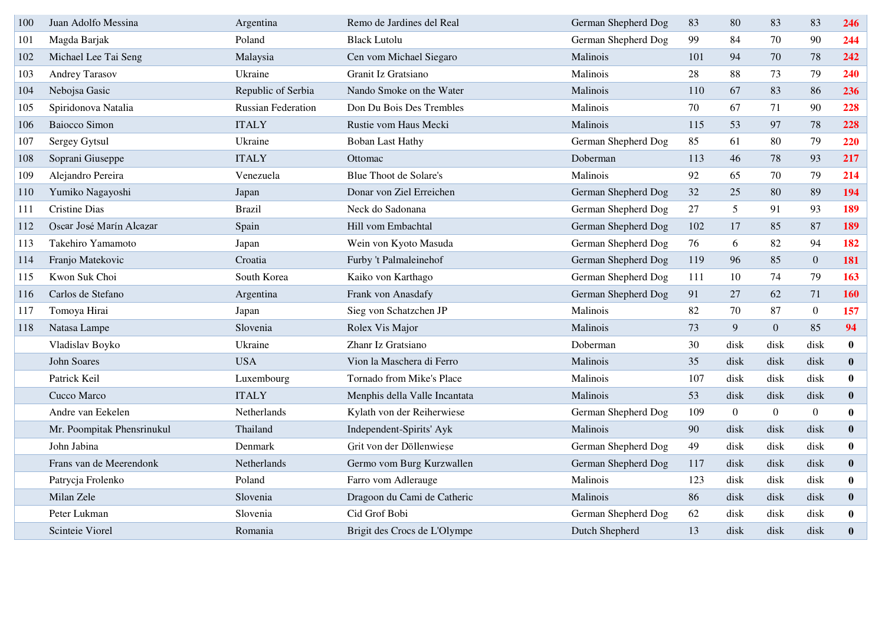| | | | | | | | | | |
|---|---|---|---|---|---|---|---|---|---|
| 100 | Juan Adolfo Messina | Argentina | Remo de Jardines del Real | German Shepherd Dog | 83 | 80 | 83 | 83 | **246** |
| 101 | Magda Barjak | Poland | Black Lutolu | German Shepherd Dog | 99 | 84 | 70 | 90 | **244** |
| 102 | Michael Lee Tai Seng | Malaysia | Cen vom Michael Siegaro | Malinois | 101 | 94 | 70 | 78 | **242** |
| 103 | Andrey Tarasov | Ukraine | Granit Iz Gratsiano | Malinois | 28 | 88 | 73 | 79 | **240** |
| 104 | Nebojsa Gasic | Republic of Serbia | Nando Smoke on the Water | Malinois | 110 | 67 | 83 | 86 | **236** |
| 105 | Spiridonova Natalia | Russian Federation | Don Du Bois Des Trembles | Malinois | 70 | 67 | 71 | 90 | **228** |
| 106 | Baiocco Simon | ITALY | Rustie vom Haus Mecki | Malinois | 115 | 53 | 97 | 78 | **228** |
| 107 | Sergey Gytsul | Ukraine | Boban Last Hathy | German Shepherd Dog | 85 | 61 | 80 | 79 | **220** |
| 108 | Soprani Giuseppe | ITALY | Ottomac | Doberman | 113 | 46 | 78 | 93 | **217** |
| 109 | Alejandro Pereira | Venezuela | Blue Thoot de Solare's | Malinois | 92 | 65 | 70 | 79 | **214** |
| 110 | Yumiko Nagayoshi | Japan | Donar von Ziel Erreichen | German Shepherd Dog | 32 | 25 | 80 | 89 | **194** |
| 111 | Cristine Dias | Brazil | Neck do Sadonana | German Shepherd Dog | 27 | 5 | 91 | 93 | **189** |
| 112 | Oscar José Marín Alcazar | Spain | Hill vom Embachtal | German Shepherd Dog | 102 | 17 | 85 | 87 | **189** |
| 113 | Takehiro Yamamoto | Japan | Wein von Kyoto Masuda | German Shepherd Dog | 76 | 6 | 82 | 94 | **182** |
| 114 | Franjo Matekovic | Croatia | Furby 't Palmaleinehof | German Shepherd Dog | 119 | 96 | 85 | 0 | **181** |
| 115 | Kwon Suk Choi | South Korea | Kaiko von Karthago | German Shepherd Dog | 111 | 10 | 74 | 79 | **163** |
| 116 | Carlos de Stefano | Argentina | Frank von Anasdafy | German Shepherd Dog | 91 | 27 | 62 | 71 | **160** |
| 117 | Tomoya Hirai | Japan | Sieg von Schatzchen JP | Malinois | 82 | 70 | 87 | 0 | **157** |
| 118 | Natasa Lampe | Slovenia | Rolex Vis Major | Malinois | 73 | 9 | 0 | 85 | **94** |
| | Vladislav Boyko | Ukraine | Zhanr Iz Gratsiano | Doberman | 30 | disk | disk | disk | **0** |
| | John Soares | USA | Vion la Maschera di Ferro | Malinois | 35 | disk | disk | disk | **0** |
| | Patrick Keil | Luxembourg | Tornado from Mike's Place | Malinois | 107 | disk | disk | disk | **0** |
| | Cucco Marco | ITALY | Menphis della Valle Incantata | Malinois | 53 | disk | disk | disk | **0** |
| | Andre van Eekelen | Netherlands | Kylath von der Reiherwiese | German Shepherd Dog | 109 | 0 | 0 | 0 | **0** |
| | Mr. Poompitak Phensrinukul | Thailand | Independent-Spirits' Ayk | Malinois | 90 | disk | disk | disk | **0** |
| | John Jabina | Denmark | Grit von der Döllenwiese | German Shepherd Dog | 49 | disk | disk | disk | **0** |
| | Frans van de Meerendonk | Netherlands | Germo vom Burg Kurzwallen | German Shepherd Dog | 117 | disk | disk | disk | **0** |
| | Patrycja Frolenko | Poland | Farro vom Adlerauge | Malinois | 123 | disk | disk | disk | **0** |
| | Milan Zele | Slovenia | Dragoon du Cami de Catheric | Malinois | 86 | disk | disk | disk | **0** |
| | Peter Lukman | Slovenia | Cid Grof Bobi | German Shepherd Dog | 62 | disk | disk | disk | **0** |
| | Scinteie Viorel | Romania | Brigit des Crocs de L'Olympe | Dutch Shepherd | 13 | disk | disk | disk | **0** |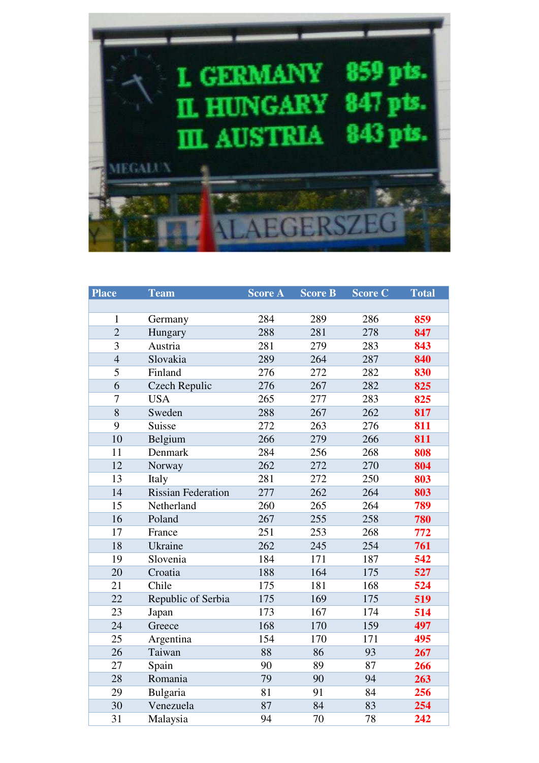| Place | Team | Score A | Score B | Score C | Total |
|---|---|---|---|---|---|
| | | | | | |
| 1 | Germany | 284 | 289 | 286 | **859** |
| 2 | Hungary | 288 | 281 | 278 | **847** |
| 3 | Austria | 281 | 279 | 283 | **843** |
| 4 | Slovakia | 289 | 264 | 287 | **840** |
| 5 | Finland | 276 | 272 | 282 | **830** |
| 6 | Czech Repulic | 276 | 267 | 282 | **825** |
| 7 | USA | 265 | 277 | 283 | **825** |
| 8 | Sweden | 288 | 267 | 262 | **817** |
| 9 | Suisse | 272 | 263 | 276 | **811** |
| 10 | Belgium | 266 | 279 | 266 | **811** |
| 11 | Denmark | 284 | 256 | 268 | **808** |
| 12 | Norway | 262 | 272 | 270 | **804** |
| 13 | Italy | 281 | 272 | 250 | **803** |
| 14 | Rissian Federation | 277 | 262 | 264 | **803** |
| 15 | Netherland | 260 | 265 | 264 | **789** |
| 16 | Poland | 267 | 255 | 258 | **780** |
| 17 | France | 251 | 253 | 268 | **772** |
| 18 | Ukraine | 262 | 245 | 254 | **761** |
| 19 | Slovenia | 184 | 171 | 187 | **542** |
| 20 | Croatia | 188 | 164 | 175 | **527** |
| 21 | Chile | 175 | 181 | 168 | **524** |
| 22 | Republic of Serbia | 175 | 169 | 175 | **519** |
| 23 | Japan | 173 | 167 | 174 | **514** |
| 24 | Greece | 168 | 170 | 159 | **497** |
| 25 | Argentina | 154 | 170 | 171 | **495** |
| 26 | Taiwan | 88 | 86 | 93 | **267** |
| 27 | Spain | 90 | 89 | 87 | **266** |
| 28 | Romania | 79 | 90 | 94 | **263** |
| 29 | Bulgaria | 81 | 91 | 84 | **256** |
| 30 | Venezuela | 87 | 84 | 83 | **254** |
| 31 | Malaysia | 94 | 70 | 78 | **242** |